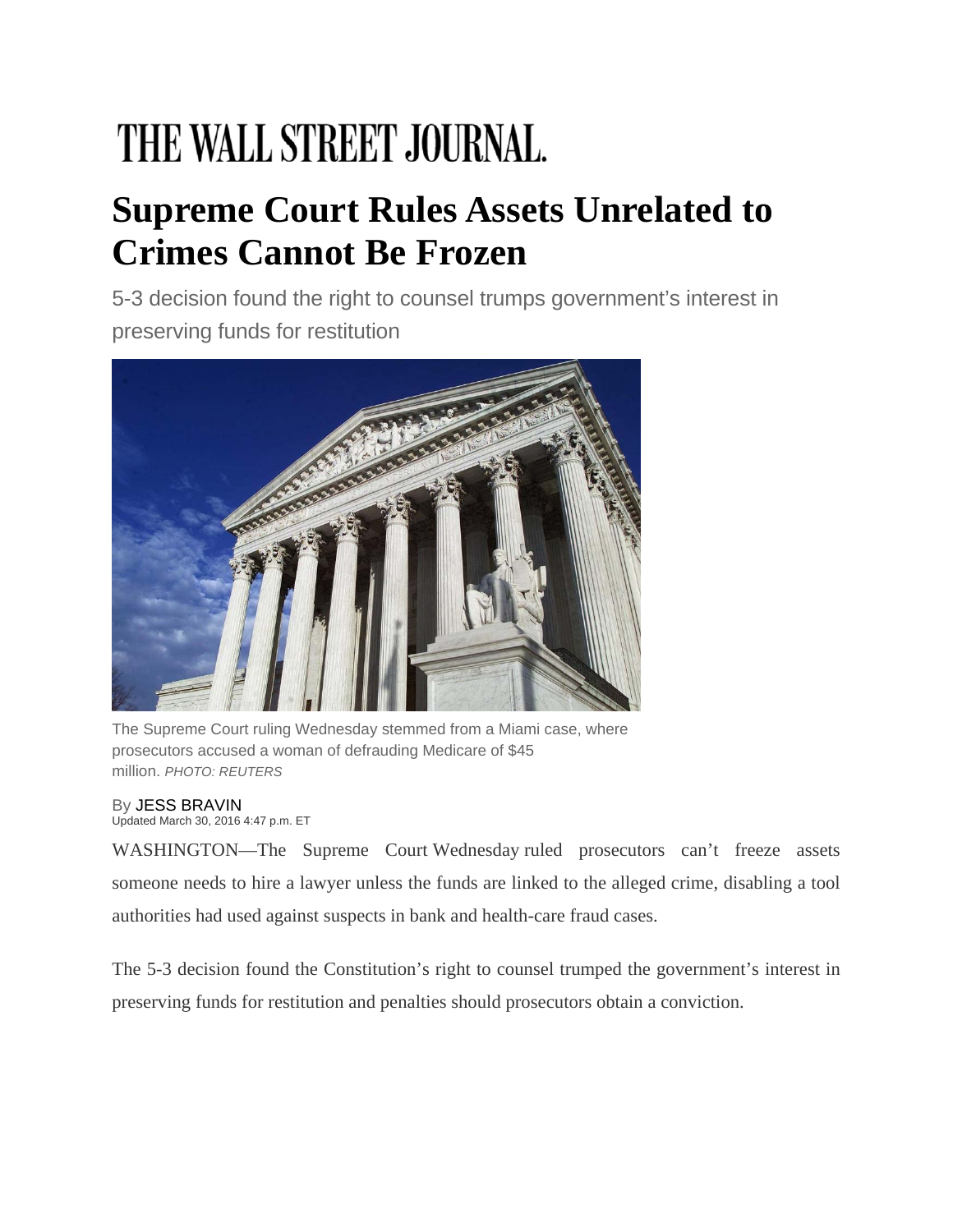# THE WALL STREET JOURNAL.

# Supreme Court Rules Assets Unrelated to Crimes Cannot Be Frozen

5-3 decision found the right to counsel trumps government's interest in preserving funds for restitution

The Supreme Court ruling Wednesday stemmed from a Miami case, where prosecutors accused a woman of defrauding Medicare of $45 million. *PHOTO: REUTERS*

By JESS BRAVIN
Updated March 30, 2016 4:47 p.m. ET

WASHINGTON—The Supreme Court Wednesday ruled prosecutors can't freeze assets someone needs to hire a lawyer unless the funds are linked to the alleged crime, disabling a tool authorities had used against suspects in bank and health-care fraud cases.

The 5-3 decision found the Constitution's right to counsel trumped the government's interest in preserving funds for restitution and penalties should prosecutors obtain a conviction.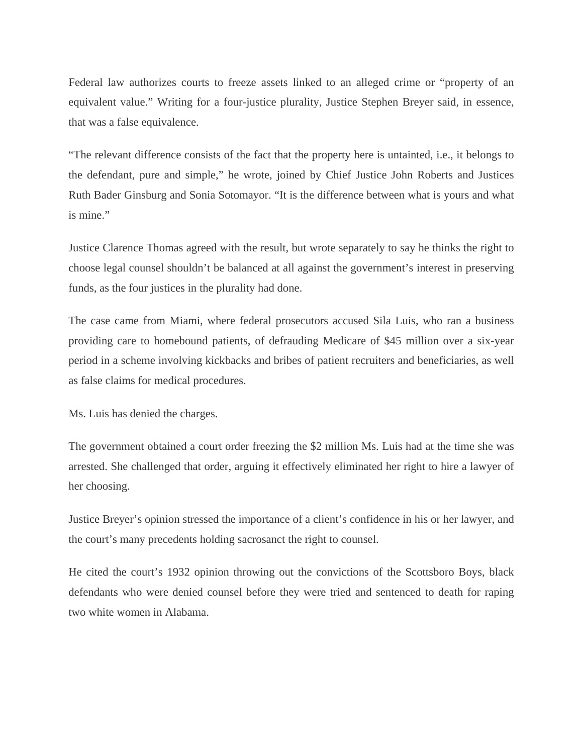Federal law authorizes courts to freeze assets linked to an alleged crime or “property of an equivalent value.” Writing for a four-justice plurality, Justice Stephen Breyer said, in essence, that was a false equivalence.

“The relevant difference consists of the fact that the property here is untainted, i.e., it belongs to the defendant, pure and simple,” he wrote, joined by Chief Justice John Roberts and Justices Ruth Bader Ginsburg and Sonia Sotomayor. “It is the difference between what is yours and what is mine.”

Justice Clarence Thomas agreed with the result, but wrote separately to say he thinks the right to choose legal counsel shouldn’t be balanced at all against the government’s interest in preserving funds, as the four justices in the plurality had done.

The case came from Miami, where federal prosecutors accused Sila Luis, who ran a business providing care to homebound patients, of defrauding Medicare of $45 million over a six-year period in a scheme involving kickbacks and bribes of patient recruiters and beneficiaries, as well as false claims for medical procedures.

Ms. Luis has denied the charges.

The government obtained a court order freezing the $2 million Ms. Luis had at the time she was arrested. She challenged that order, arguing it effectively eliminated her right to hire a lawyer of her choosing.

Justice Breyer’s opinion stressed the importance of a client’s confidence in his or her lawyer, and the court’s many precedents holding sacrosanct the right to counsel.

He cited the court’s 1932 opinion throwing out the convictions of the Scottsboro Boys, black defendants who were denied counsel before they were tried and sentenced to death for raping two white women in Alabama.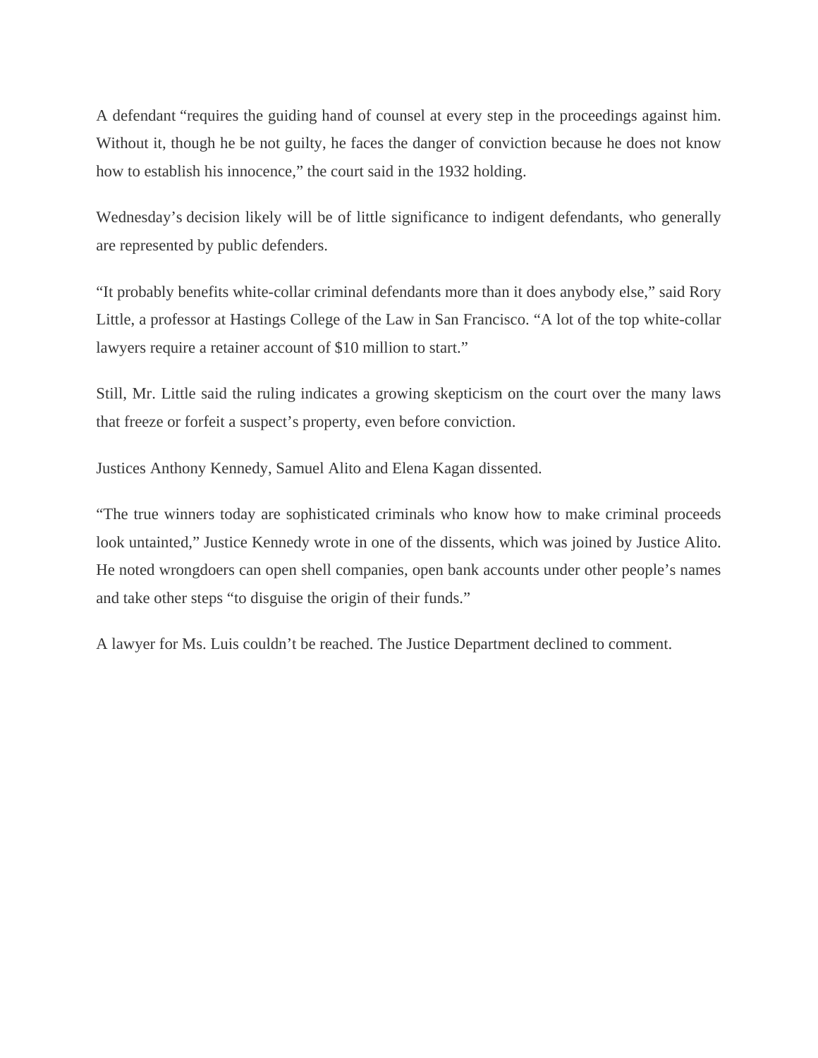A defendant “requires the guiding hand of counsel at every step in the proceedings against him. Without it, though he be not guilty, he faces the danger of conviction because he does not know how to establish his innocence,” the court said in the 1932 holding.

Wednesday’s decision likely will be of little significance to indigent defendants, who generally are represented by public defenders.

“It probably benefits white-collar criminal defendants more than it does anybody else,” said Rory Little, a professor at Hastings College of the Law in San Francisco. “A lot of the top white-collar lawyers require a retainer account of $10 million to start.”

Still, Mr. Little said the ruling indicates a growing skepticism on the court over the many laws that freeze or forfeit a suspect’s property, even before conviction.

Justices Anthony Kennedy, Samuel Alito and Elena Kagan dissented.

“The true winners today are sophisticated criminals who know how to make criminal proceeds look untainted,” Justice Kennedy wrote in one of the dissents, which was joined by Justice Alito. He noted wrongdoers can open shell companies, open bank accounts under other people’s names and take other steps “to disguise the origin of their funds.”

A lawyer for Ms. Luis couldn’t be reached. The Justice Department declined to comment.